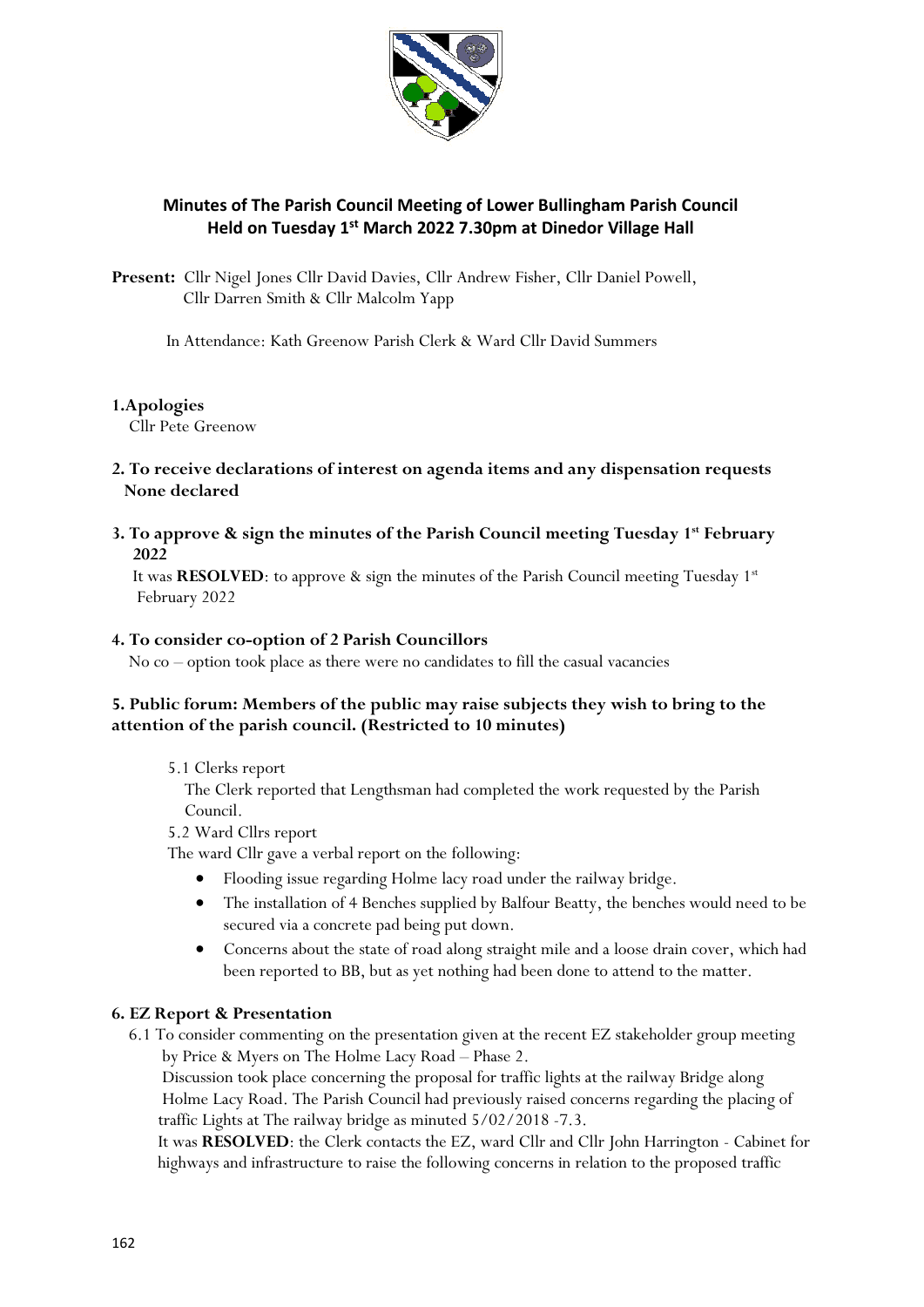## Minutes of The Parish Council Meeting of Lower Bullingham Parish Council Held on Tuesday 1st March 2022 7.30pm at Dinedor Village Hall

**Present:** Cllr Nigel Jones Cllr David Davies, Cllr Andrew Fisher, Cllr Daniel Powell, Cllr Darren Smith & Cllr Malcolm Yapp

In Attendance: Kath Greenow Parish Clerk & Ward Cllr David Summers

**1.Apologies**

Cllr Pete Greenow

**2. To receive declarations of interest on agenda items and any dispensation requests**
**None declared**

**3. To approve & sign the minutes of the Parish Council meeting Tuesday 1st February 2022**

It was **RESOLVED**: to approve & sign the minutes of the Parish Council meeting Tuesday 1st February 2022

**4. To consider co-option of 2 Parish Councillors**

No co – option took place as there were no candidates to fill the casual vacancies

**5. Public forum: Members of the public may raise subjects they wish to bring to the attention of the parish council. (Restricted to 10 minutes)**

5.1 Clerks report

The Clerk reported that Lengthsman had completed the work requested by the Parish Council.

5.2 Ward Cllrs report

The ward Cllr gave a verbal report on the following:

- Flooding issue regarding Holme lacy road under the railway bridge.
- The installation of 4 Benches supplied by Balfour Beatty, the benches would need to be secured via a concrete pad being put down.
- Concerns about the state of road along straight mile and a loose drain cover, which had been reported to BB, but as yet nothing had been done to attend to the matter.

**6. EZ Report & Presentation**

6.1 To consider commenting on the presentation given at the recent EZ stakeholder group meeting by Price & Myers on The Holme Lacy Road – Phase 2.

Discussion took place concerning the proposal for traffic lights at the railway Bridge along Holme Lacy Road. The Parish Council had previously raised concerns regarding the placing of traffic Lights at The railway bridge as minuted 5/02/2018 -7.3.

It was **RESOLVED**: the Clerk contacts the EZ, ward Cllr and Cllr John Harrington - Cabinet for highways and infrastructure to raise the following concerns in relation to the proposed traffic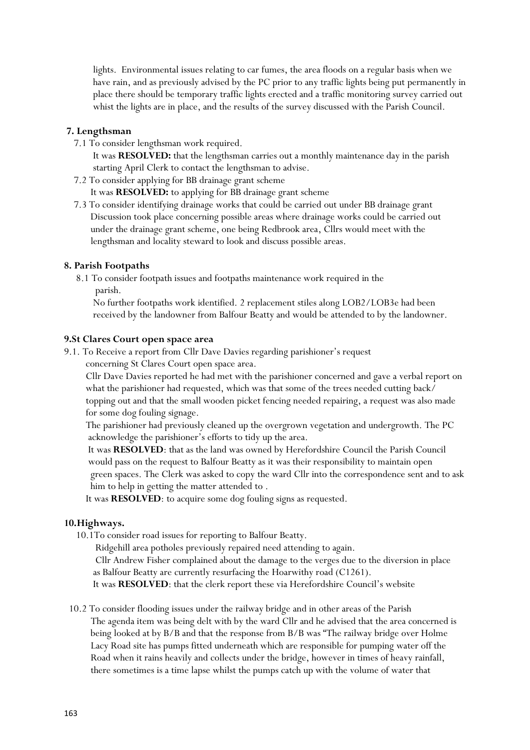lights. Environmental issues relating to car fumes, the area floods on a regular basis when we have rain, and as previously advised by the PC prior to any traffic lights being put permanently in place there should be temporary traffic lights erected and a traffic monitoring survey carried out whist the lights are in place, and the results of the survey discussed with the Parish Council.

**7. Lengthsman**

7.1 To consider lengthsman work required.
It was **RESOLVED:** that the lengthsman carries out a monthly maintenance day in the parish starting April Clerk to contact the lengthsman to advise.

7.2 To consider applying for BB drainage grant scheme
It was **RESOLVED:** to applying for BB drainage grant scheme

7.3 To consider identifying drainage works that could be carried out under BB drainage grant
Discussion took place concerning possible areas where drainage works could be carried out under the drainage grant scheme, one being Redbrook area, Cllrs would meet with the lengthsman and locality steward to look and discuss possible areas.

**8. Parish Footpaths**

8.1 To consider footpath issues and footpaths maintenance work required in the parish.
No further footpaths work identified. 2 replacement stiles along LOB2/LOB3e had been received by the landowner from Balfour Beatty and would be attended to by the landowner.

**9.St Clares Court open space area**

9.1. To Receive a report from Cllr Dave Davies regarding parishioner's request concerning St Clares Court open space area.
Cllr Dave Davies reported he had met with the parishioner concerned and gave a verbal report on what the parishioner had requested, which was that some of the trees needed cutting back/ topping out and that the small wooden picket fencing needed repairing, a request was also made for some dog fouling signage.
The parishioner had previously cleaned up the overgrown vegetation and undergrowth. The PC acknowledge the parishioner's efforts to tidy up the area.
It was **RESOLVED**: that as the land was owned by Herefordshire Council the Parish Council would pass on the request to Balfour Beatty as it was their responsibility to maintain open green spaces. The Clerk was asked to copy the ward Cllr into the correspondence sent and to ask him to help in getting the matter attended to .
It was **RESOLVED**: to acquire some dog fouling signs as requested.

**10.Highways.**

10.1To consider road issues for reporting to Balfour Beatty.
Ridgehill area potholes previously repaired need attending to again.
Cllr Andrew Fisher complained about the damage to the verges due to the diversion in place as Balfour Beatty are currently resurfacing the Hoarwithy road (C1261).
It was **RESOLVED**: that the clerk report these via Herefordshire Council's website

10.2 To consider flooding issues under the railway bridge and in other areas of the Parish
The agenda item was being delt with by the ward Cllr and he advised that the area concerned is being looked at by B/B and that the response from B/B was "The railway bridge over Holme Lacy Road site has pumps fitted underneath which are responsible for pumping water off the Road when it rains heavily and collects under the bridge, however in times of heavy rainfall, there sometimes is a time lapse whilst the pumps catch up with the volume of water that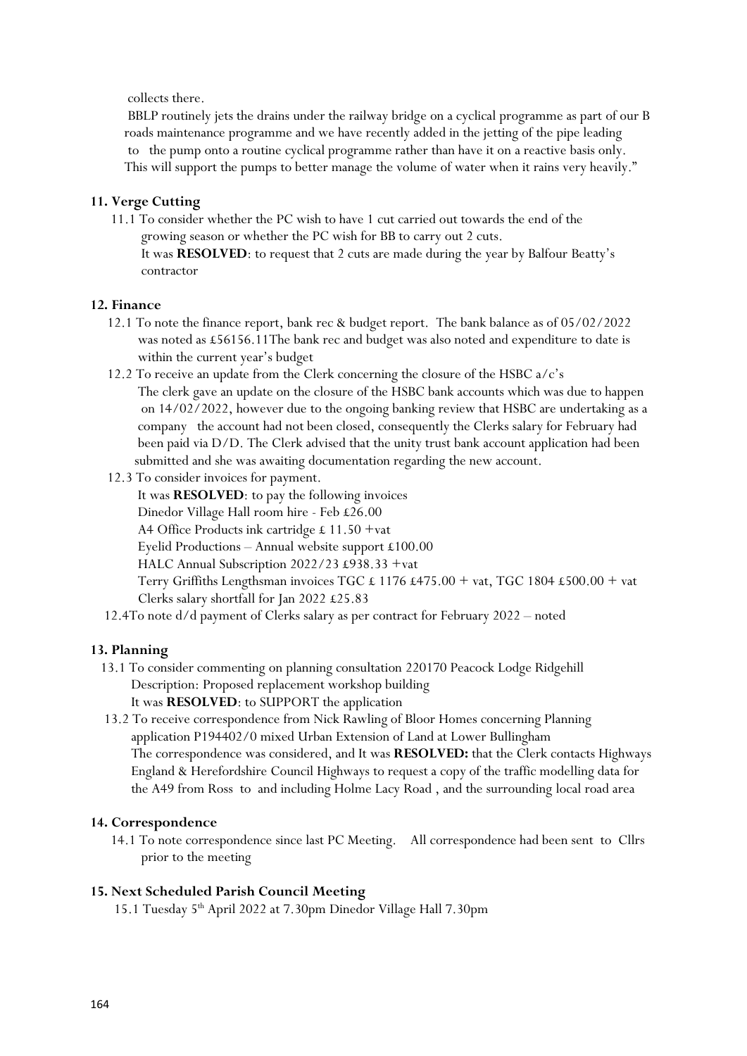collects there.

BBLP routinely jets the drains under the railway bridge on a cyclical programme as part of our B roads maintenance programme and we have recently added in the jetting of the pipe leading to the pump onto a routine cyclical programme rather than have it on a reactive basis only. This will support the pumps to better manage the volume of water when it rains very heavily."

**11. Verge Cutting**

11.1 To consider whether the PC wish to have 1 cut carried out towards the end of the growing season or whether the PC wish for BB to carry out 2 cuts.
It was **RESOLVED**: to request that 2 cuts are made during the year by Balfour Beatty's contractor

**12. Finance**

12.1 To note the finance report, bank rec & budget report. The bank balance as of 05/02/2022 was noted as £56156.11The bank rec and budget was also noted and expenditure to date is within the current year's budget

12.2 To receive an update from the Clerk concerning the closure of the HSBC a/c's
The clerk gave an update on the closure of the HSBC bank accounts which was due to happen on 14/02/2022, however due to the ongoing banking review that HSBC are undertaking as a company the account had not been closed, consequently the Clerks salary for February had been paid via D/D. The Clerk advised that the unity trust bank account application had been submitted and she was awaiting documentation regarding the new account.

12.3 To consider invoices for payment.
It was **RESOLVED**: to pay the following invoices
Dinedor Village Hall room hire - Feb £26.00
A4 Office Products ink cartridge £ 11.50 +vat
Eyelid Productions – Annual website support £100.00
HALC Annual Subscription 2022/23 £938.33 +vat
Terry Griffiths Lengthsman invoices TGC £ 1176 £475.00 + vat, TGC 1804 £500.00 + vat
Clerks salary shortfall for Jan 2022 £25.83

12.4To note d/d payment of Clerks salary as per contract for February 2022 – noted

**13. Planning**

13.1 To consider commenting on planning consultation 220170 Peacock Lodge Ridgehill
Description: Proposed replacement workshop building
It was **RESOLVED**: to SUPPORT the application

13.2 To receive correspondence from Nick Rawling of Bloor Homes concerning Planning application P194402/0 mixed Urban Extension of Land at Lower Bullingham
The correspondence was considered, and It was **RESOLVED:** that the Clerk contacts Highways England & Herefordshire Council Highways to request a copy of the traffic modelling data for the A49 from Ross to and including Holme Lacy Road , and the surrounding local road area

**14. Correspondence**

14.1 To note correspondence since last PC Meeting. All correspondence had been sent to Cllrs prior to the meeting

**15. Next Scheduled Parish Council Meeting**

15.1 Tuesday 5th April 2022 at 7.30pm Dinedor Village Hall 7.30pm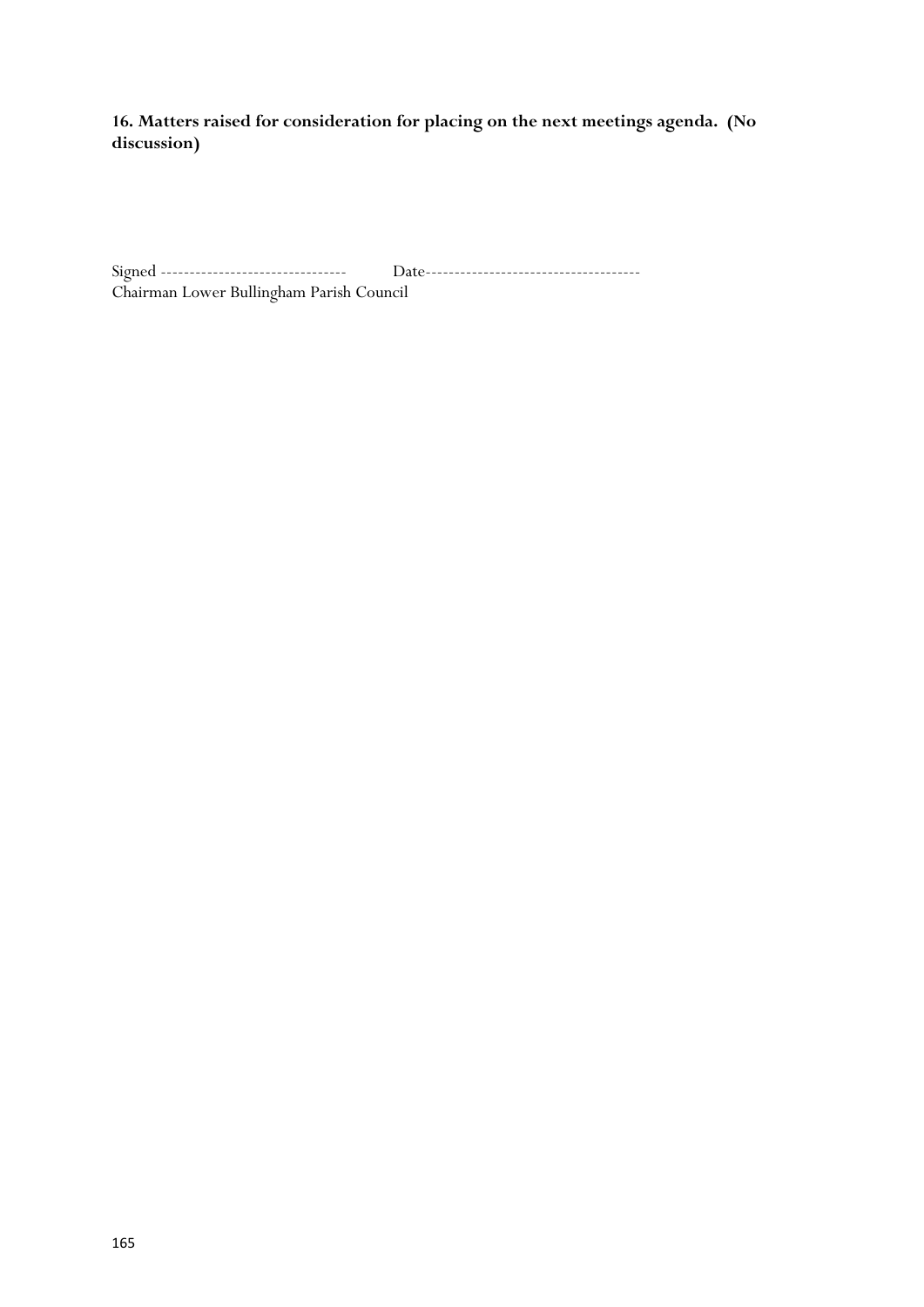**16. Matters raised for consideration for placing on the next meetings agenda. (No discussion)**

Signed -------------------------------- Date-------------------------------------
Chairman Lower Bullingham Parish Council